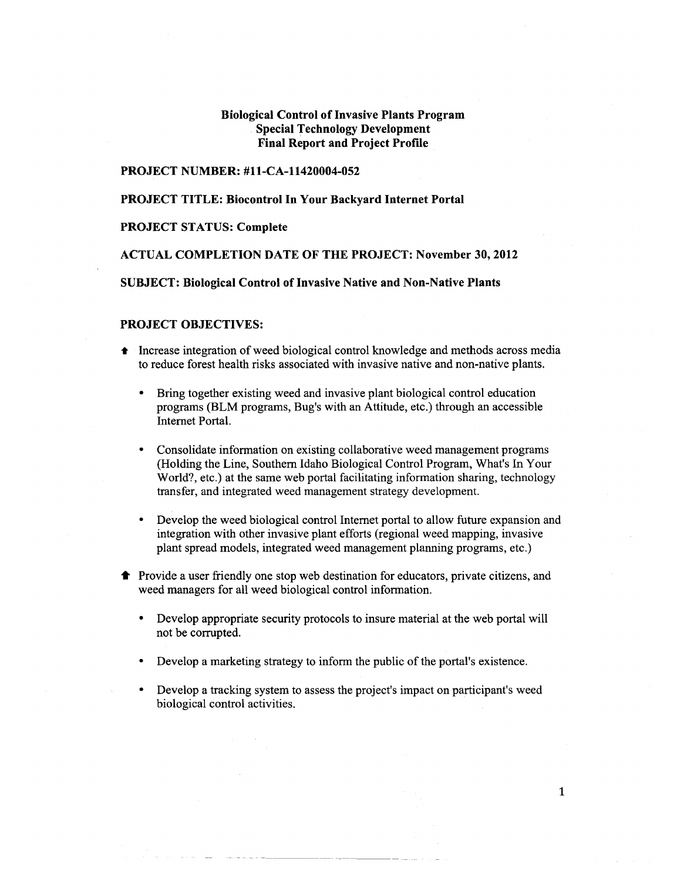# Biological Control of Invasive Plants Program
## Special Technology Development
## Final Report and Project Profile

**PROJECT NUMBER: #11-CA-11420004-052**

**PROJECT TITLE: Biocontrol In Your Backyard Internet Portal**

**PROJECT STATUS: Complete**

**ACTUAL COMPLETION DATE OF THE PROJECT: November 30, 2012**

**SUBJECT: Biological Control of Invasive Native and Non-Native Plants**

**PROJECT OBJECTIVES:**

- Increase integration of weed biological control knowledge and methods across media to reduce forest health risks associated with invasive native and non-native plants.
  - Bring together existing weed and invasive plant biological control education programs (BLM programs, Bug's with an Attitude, etc.) through an accessible Internet Portal.
  - Consolidate information on existing collaborative weed management programs (Holding the Line, Southern Idaho Biological Control Program, What's In Your World?, etc.) at the same web portal facilitating information sharing, technology transfer, and integrated weed management strategy development.
  - Develop the weed biological control Internet portal to allow future expansion and integration with other invasive plant efforts (regional weed mapping, invasive plant spread models, integrated weed management planning programs, etc.)
- Provide a user friendly one stop web destination for educators, private citizens, and weed managers for all weed biological control information.
  - Develop appropriate security protocols to insure material at the web portal will not be corrupted.
  - Develop a marketing strategy to inform the public of the portal's existence.
  - Develop a tracking system to assess the project's impact on participant's weed biological control activities.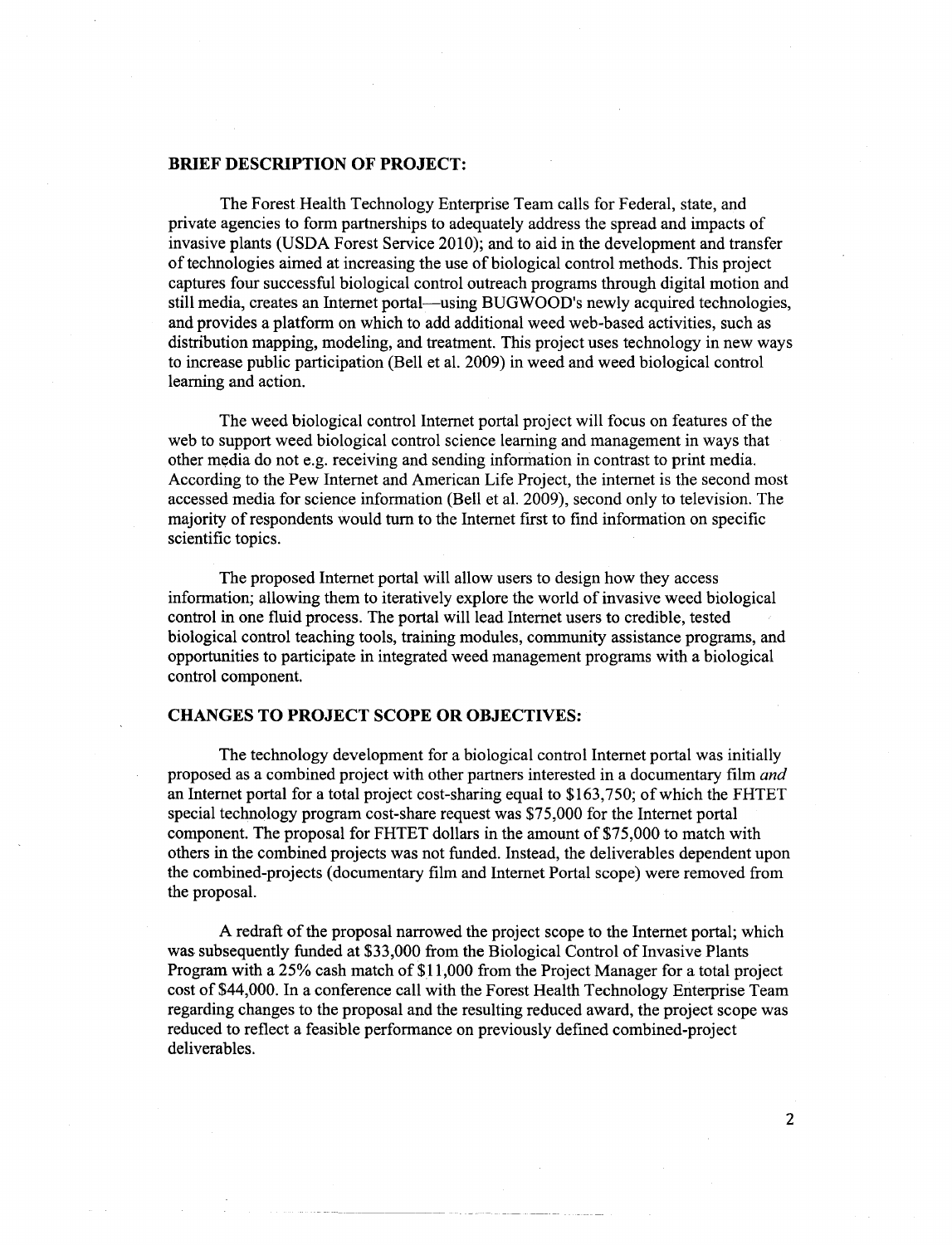## BRIEF DESCRIPTION OF PROJECT:

The Forest Health Technology Enterprise Team calls for Federal, state, and private agencies to form partnerships to adequately address the spread and impacts of invasive plants (USDA Forest Service 2010); and to aid in the development and transfer of technologies aimed at increasing the use of biological control methods. This project captures four successful biological control outreach programs through digital motion and still media, creates an Internet portal—using BUGWOOD's newly acquired technologies, and provides a platform on which to add additional weed web-based activities, such as distribution mapping, modeling, and treatment. This project uses technology in new ways to increase public participation (Bell et al. 2009) in weed and weed biological control learning and action.

The weed biological control Internet portal project will focus on features of the web to support weed biological control science learning and management in ways that other media do not e.g. receiving and sending information in contrast to print media. According to the Pew Internet and American Life Project, the internet is the second most accessed media for science information (Bell et al. 2009), second only to television. The majority of respondents would turn to the Internet first to find information on specific scientific topics.

The proposed Internet portal will allow users to design how they access information; allowing them to iteratively explore the world of invasive weed biological control in one fluid process. The portal will lead Internet users to credible, tested biological control teaching tools, training modules, community assistance programs, and opportunities to participate in integrated weed management programs with a biological control component.

## CHANGES TO PROJECT SCOPE OR OBJECTIVES:

The technology development for a biological control Internet portal was initially proposed as a combined project with other partners interested in a documentary film *and* an Internet portal for a total project cost-sharing equal to $163,750; of which the FHTET special technology program cost-share request was $75,000 for the Internet portal component. The proposal for FHTET dollars in the amount of $75,000 to match with others in the combined projects was not funded. Instead, the deliverables dependent upon the combined-projects (documentary film and Internet Portal scope) were removed from the proposal.

A redraft of the proposal narrowed the project scope to the Internet portal; which was subsequently funded at $33,000 from the Biological Control of Invasive Plants Program with a 25% cash match of $11,000 from the Project Manager for a total project cost of $44,000. In a conference call with the Forest Health Technology Enterprise Team regarding changes to the proposal and the resulting reduced award, the project scope was reduced to reflect a feasible performance on previously defined combined-project deliverables.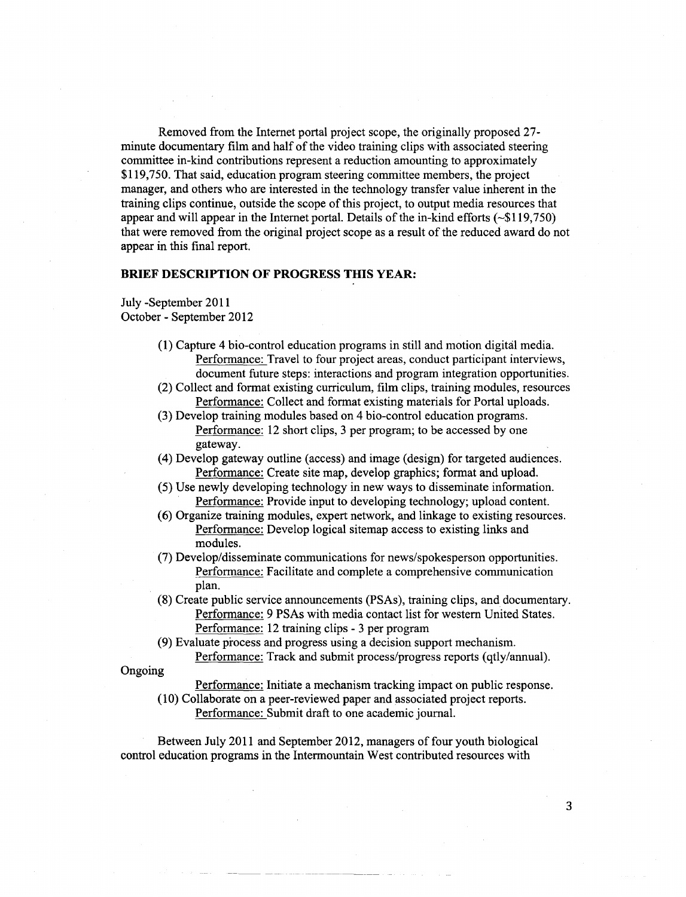Removed from the Internet portal project scope, the originally proposed 27-minute documentary film and half of the video training clips with associated steering committee in-kind contributions represent a reduction amounting to approximately $119,750. That said, education program steering committee members, the project manager, and others who are interested in the technology transfer value inherent in the training clips continue, outside the scope of this project, to output media resources that appear and will appear in the Internet portal. Details of the in-kind efforts (~$119,750) that were removed from the original project scope as a result of the reduced award do not appear in this final report.

## BRIEF DESCRIPTION OF PROGRESS THIS YEAR:

July -September 2011
October - September 2012

(1) Capture 4 bio-control education programs in still and motion digital media.
  Performance: Travel to four project areas, conduct participant interviews, document future steps: interactions and program integration opportunities.

(2) Collect and format existing curriculum, film clips, training modules, resources
  Performance: Collect and format existing materials for Portal uploads.

(3) Develop training modules based on 4 bio-control education programs.
  Performance: 12 short clips, 3 per program; to be accessed by one gateway.

(4) Develop gateway outline (access) and image (design) for targeted audiences.
  Performance: Create site map, develop graphics; format and upload.

(5) Use newly developing technology in new ways to disseminate information.
  Performance: Provide input to developing technology; upload content.

(6) Organize training modules, expert network, and linkage to existing resources.
  Performance: Develop logical sitemap access to existing links and modules.

(7) Develop/disseminate communications for news/spokesperson opportunities.
  Performance: Facilitate and complete a comprehensive communication plan.

(8) Create public service announcements (PSAs), training clips, and documentary.
  Performance: 9 PSAs with media contact list for western United States.
  Performance: 12 training clips - 3 per program

(9) Evaluate process and progress using a decision support mechanism.
  Performance: Track and submit process/progress reports (qtly/annual).

Ongoing

  Performance: Initiate a mechanism tracking impact on public response.

(10) Collaborate on a peer-reviewed paper and associated project reports.
  Performance: Submit draft to one academic journal.

Between July 2011 and September 2012, managers of four youth biological control education programs in the Intermountain West contributed resources with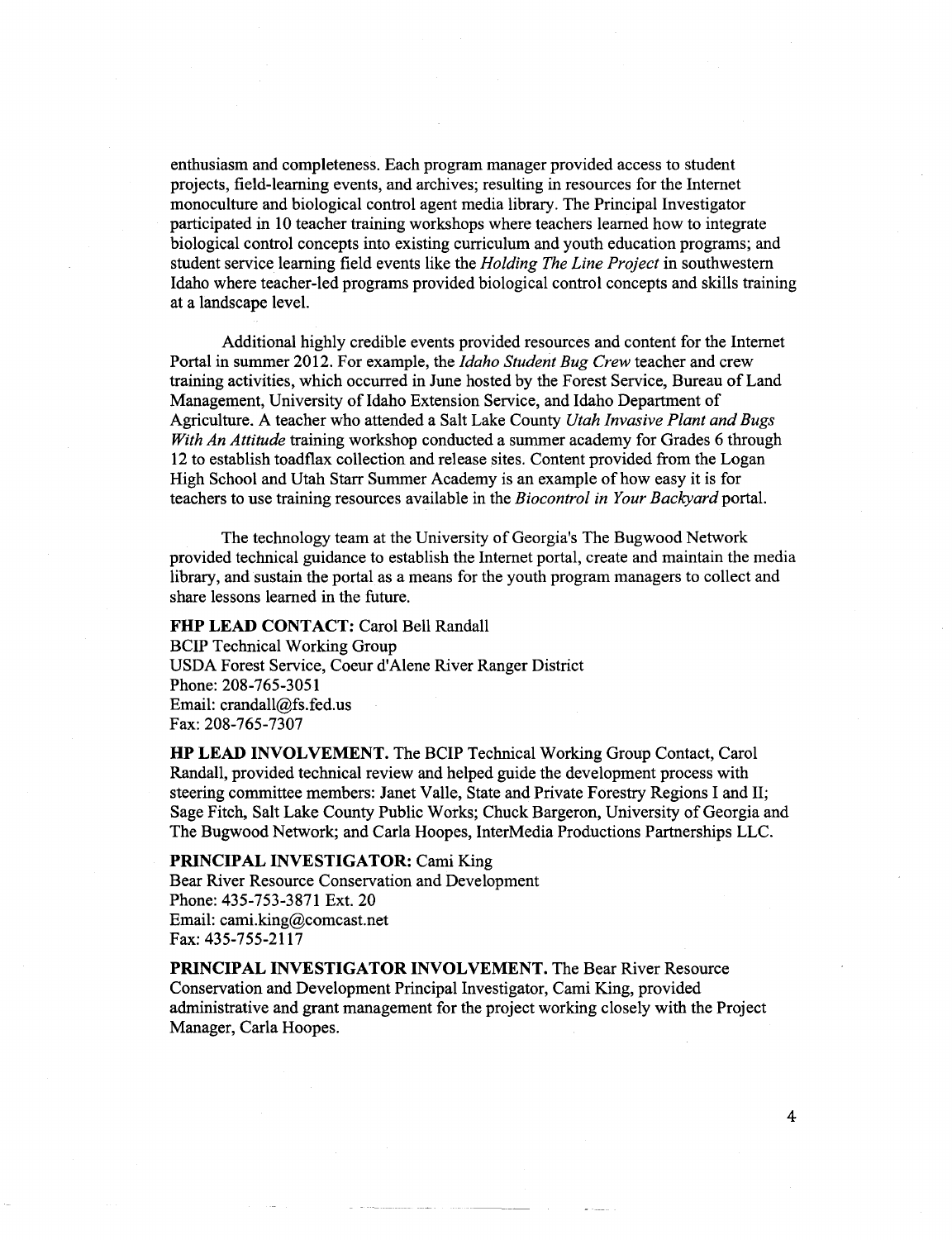enthusiasm and completeness. Each program manager provided access to student projects, field-learning events, and archives; resulting in resources for the Internet monoculture and biological control agent media library. The Principal Investigator participated in 10 teacher training workshops where teachers learned how to integrate biological control concepts into existing curriculum and youth education programs; and student service learning field events like the *Holding The Line Project* in southwestern Idaho where teacher-led programs provided biological control concepts and skills training at a landscape level.

Additional highly credible events provided resources and content for the Internet Portal in summer 2012. For example, the *Idaho Student Bug Crew* teacher and crew training activities, which occurred in June hosted by the Forest Service, Bureau of Land Management, University of Idaho Extension Service, and Idaho Department of Agriculture. A teacher who attended a Salt Lake County *Utah Invasive Plant and Bugs With An Attitude* training workshop conducted a summer academy for Grades 6 through 12 to establish toadflax collection and release sites. Content provided from the Logan High School and Utah Starr Summer Academy is an example of how easy it is for teachers to use training resources available in the *Biocontrol in Your Backyard* portal.

The technology team at the University of Georgia's The Bugwood Network provided technical guidance to establish the Internet portal, create and maintain the media library, and sustain the portal as a means for the youth program managers to collect and share lessons learned in the future.

**FHP LEAD CONTACT:** Carol Bell Randall
BCIP Technical Working Group
USDA Forest Service, Coeur d'Alene River Ranger District
Phone: 208-765-3051
Email: crandall@fs.fed.us
Fax: 208-765-7307

**HP LEAD INVOLVEMENT.** The BCIP Technical Working Group Contact, Carol Randall, provided technical review and helped guide the development process with steering committee members: Janet Valle, State and Private Forestry Regions I and II; Sage Fitch, Salt Lake County Public Works; Chuck Bargeron, University of Georgia and The Bugwood Network; and Carla Hoopes, InterMedia Productions Partnerships LLC.

**PRINCIPAL INVESTIGATOR:** Cami King
Bear River Resource Conservation and Development
Phone: 435-753-3871 Ext. 20
Email: cami.king@comcast.net
Fax: 435-755-2117

**PRINCIPAL INVESTIGATOR INVOLVEMENT.** The Bear River Resource Conservation and Development Principal Investigator, Cami King, provided administrative and grant management for the project working closely with the Project Manager, Carla Hoopes.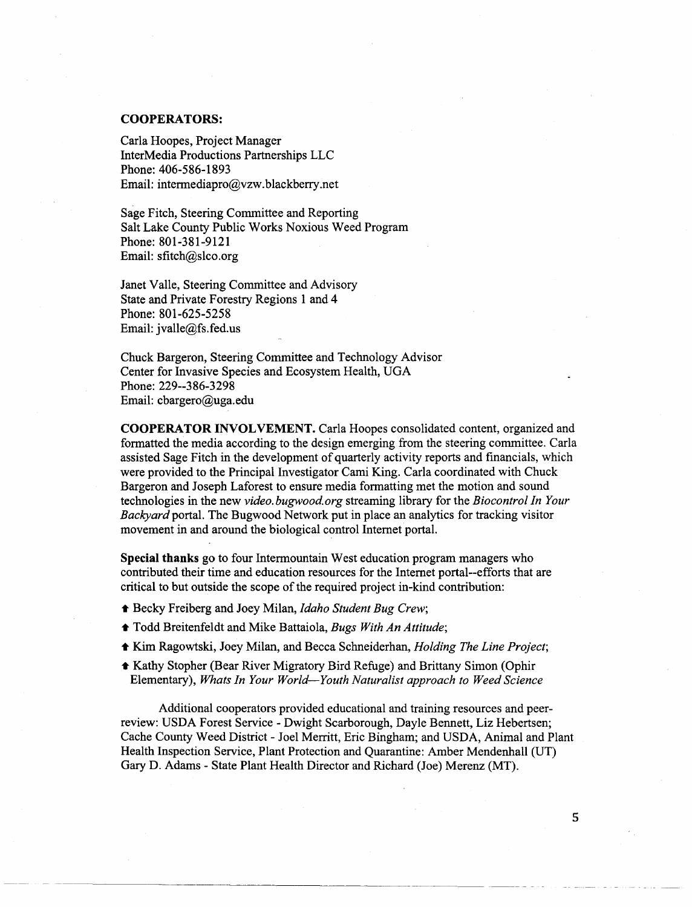**COOPERATORS:**

Carla Hoopes, Project Manager
InterMedia Productions Partnerships LLC
Phone: 406-586-1893
Email: intermediapro@vzw.blackberry.net

Sage Fitch, Steering Committee and Reporting
Salt Lake County Public Works Noxious Weed Program
Phone: 801-381-9121
Email: sfitch@slco.org

Janet Valle, Steering Committee and Advisory
State and Private Forestry Regions 1 and 4
Phone: 801-625-5258
Email: jvalle@fs.fed.us

Chuck Bargeron, Steering Committee and Technology Advisor
Center for Invasive Species and Ecosystem Health, UGA
Phone: 229--386-3298
Email: cbargero@uga.edu

**COOPERATOR INVOLVEMENT.** Carla Hoopes consolidated content, organized and formatted the media according to the design emerging from the steering committee. Carla assisted Sage Fitch in the development of quarterly activity reports and financials, which were provided to the Principal Investigator Cami King. Carla coordinated with Chuck Bargeron and Joseph Laforest to ensure media formatting met the motion and sound technologies in the new *video.bugwood.org* streaming library for the *Biocontrol In Your Backyard* portal. The Bugwood Network put in place an analytics for tracking visitor movement in and around the biological control Internet portal.

**Special thanks** go to four Intermountain West education program managers who contributed their time and education resources for the Internet portal--efforts that are critical to but outside the scope of the required project in-kind contribution:

- Becky Freiberg and Joey Milan, *Idaho Student Bug Crew*;
- Todd Breitenfeldt and Mike Battaiola, *Bugs With An Attitude*;
- Kim Ragowtski, Joey Milan, and Becca Schneiderhan, *Holding The Line Project*;
- Kathy Stopher (Bear River Migratory Bird Refuge) and Brittany Simon (Ophir Elementary), *Whats In Your World—Youth Naturalist approach to Weed Science*

Additional cooperators provided educational and training resources and peer-review: USDA Forest Service - Dwight Scarborough, Dayle Bennett, Liz Hebertsen; Cache County Weed District - Joel Merritt, Eric Bingham; and USDA, Animal and Plant Health Inspection Service, Plant Protection and Quarantine: Amber Mendenhall (UT) Gary D. Adams - State Plant Health Director and Richard (Joe) Merenz (MT).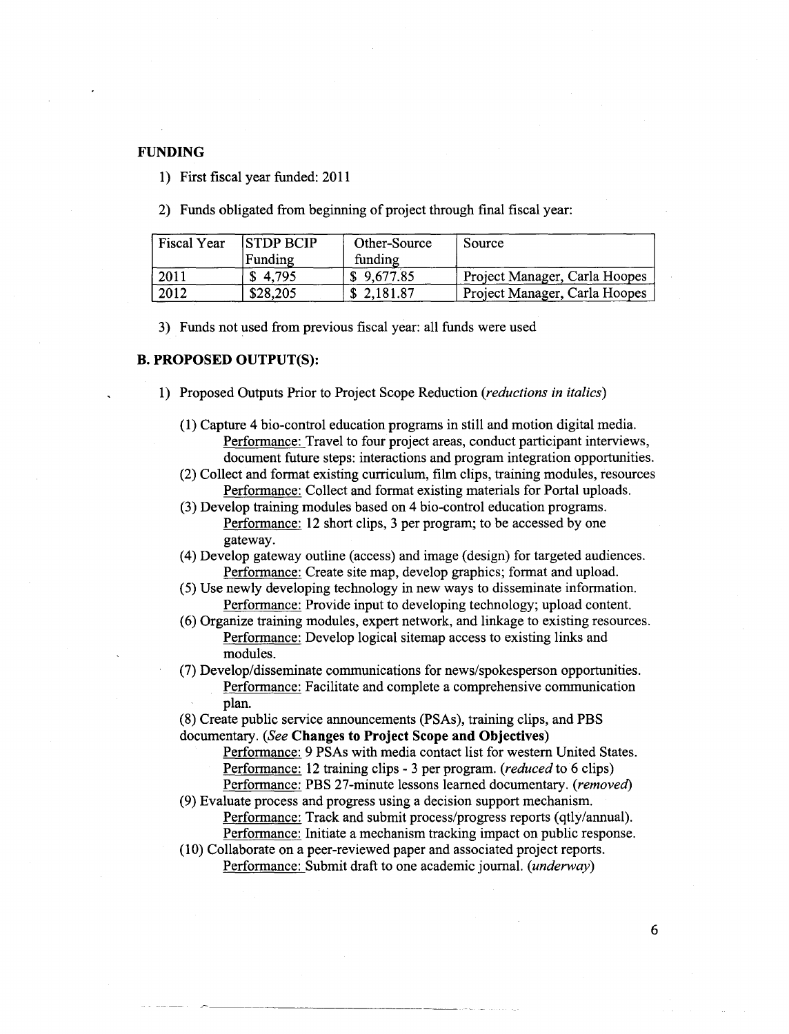### FUNDING

1) First fiscal year funded: 2011

2) Funds obligated from beginning of project through final fiscal year:

| Fiscal Year | STDP BCIP Funding | Other-Source funding | Source |
|---|---|---|---|
| 2011 | $ 4,795 | $ 9,677.85 | Project Manager, Carla Hoopes |
| 2012 | $28,205 | $ 2,181.87 | Project Manager, Carla Hoopes |

3) Funds not used from previous fiscal year: all funds were used

### B. PROPOSED OUTPUT(S):

1) Proposed Outputs Prior to Project Scope Reduction (*reductions in italics*)

(1) Capture 4 bio-control education programs in still and motion digital media.
  Performance: Travel to four project areas, conduct participant interviews, document future steps: interactions and program integration opportunities.

(2) Collect and format existing curriculum, film clips, training modules, resources
  Performance: Collect and format existing materials for Portal uploads.

(3) Develop training modules based on 4 bio-control education programs.
  Performance: 12 short clips, 3 per program; to be accessed by one gateway.

(4) Develop gateway outline (access) and image (design) for targeted audiences.
  Performance: Create site map, develop graphics; format and upload.

(5) Use newly developing technology in new ways to disseminate information.
  Performance: Provide input to developing technology; upload content.

(6) Organize training modules, expert network, and linkage to existing resources.
  Performance: Develop logical sitemap access to existing links and modules.

(7) Develop/disseminate communications for news/spokesperson opportunities.
  Performance: Facilitate and complete a comprehensive communication plan.

(8) Create public service announcements (PSAs), training clips, and PBS documentary. (*See* **Changes to Project Scope and Objectives**)
  Performance: 9 PSAs with media contact list for western United States.
  Performance: 12 training clips - 3 per program. (*reduced* to 6 clips)
  Performance: PBS 27-minute lessons learned documentary. (*removed*)

(9) Evaluate process and progress using a decision support mechanism.
  Performance: Track and submit process/progress reports (qtly/annual).
  Performance: Initiate a mechanism tracking impact on public response.

(10) Collaborate on a peer-reviewed paper and associated project reports.
  Performance: Submit draft to one academic journal. (*underway*)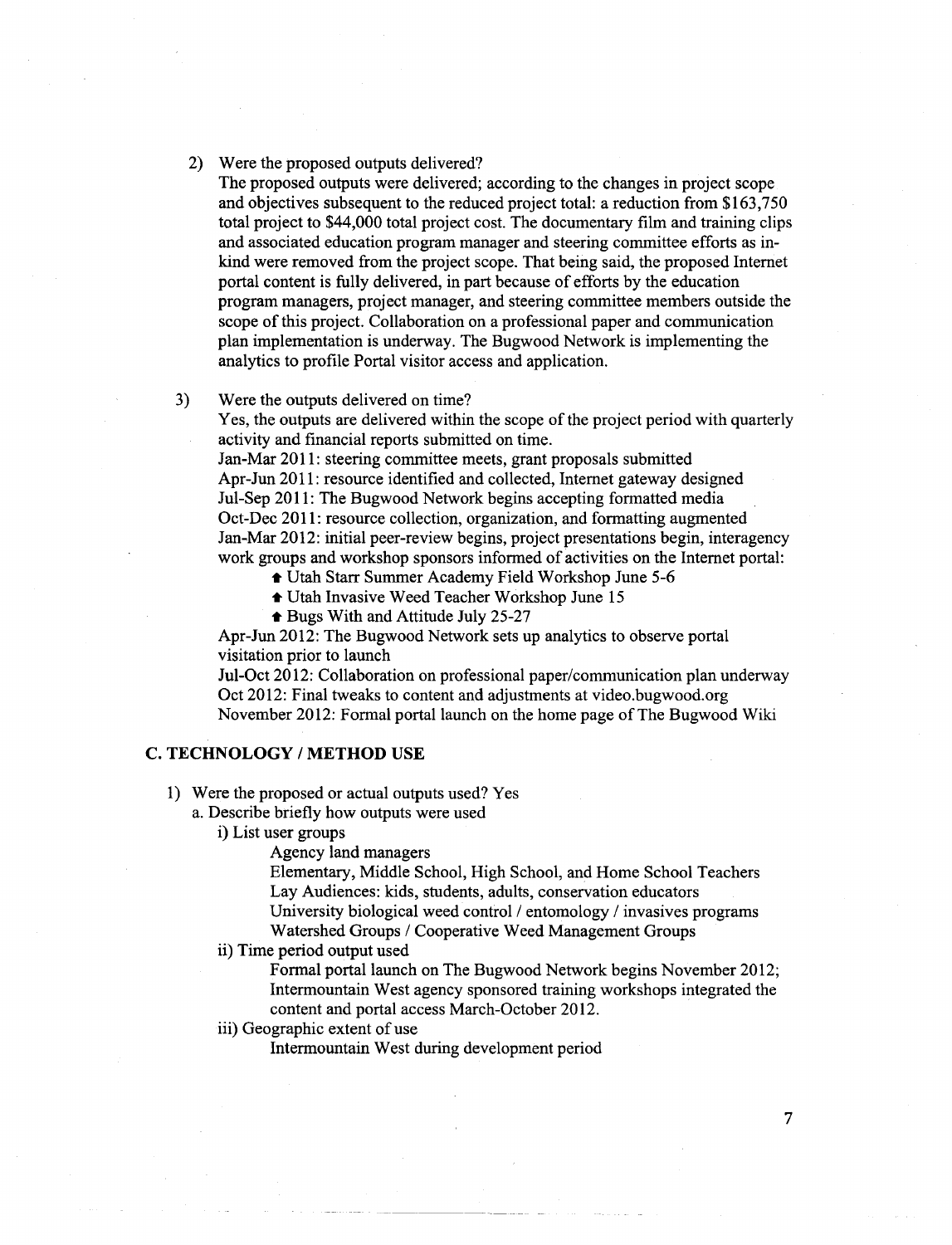2) Were the proposed outputs delivered?

The proposed outputs were delivered; according to the changes in project scope and objectives subsequent to the reduced project total: a reduction from $163,750 total project to $44,000 total project cost. The documentary film and training clips and associated education program manager and steering committee efforts as in-kind were removed from the project scope. That being said, the proposed Internet portal content is fully delivered, in part because of efforts by the education program managers, project manager, and steering committee members outside the scope of this project. Collaboration on a professional paper and communication plan implementation is underway. The Bugwood Network is implementing the analytics to profile Portal visitor access and application.

3) Were the outputs delivered on time?

Yes, the outputs are delivered within the scope of the project period with quarterly activity and financial reports submitted on time.

Jan-Mar 2011: steering committee meets, grant proposals submitted
Apr-Jun 2011: resource identified and collected, Internet gateway designed
Jul-Sep 2011: The Bugwood Network begins accepting formatted media
Oct-Dec 2011: resource collection, organization, and formatting augmented
Jan-Mar 2012: initial peer-review begins, project presentations begin, interagency work groups and workshop sponsors informed of activities on the Internet portal:

- Utah Starr Summer Academy Field Workshop June 5-6
- Utah Invasive Weed Teacher Workshop June 15
- Bugs With and Attitude July 25-27

Apr-Jun 2012: The Bugwood Network sets up analytics to observe portal visitation prior to launch
Jul-Oct 2012: Collaboration on professional paper/communication plan underway
Oct 2012: Final tweaks to content and adjustments at video.bugwood.org
November 2012: Formal portal launch on the home page of The Bugwood Wiki

## C. TECHNOLOGY / METHOD USE

1) Were the proposed or actual outputs used? Yes
   a. Describe briefly how outputs were used
      i) List user groups
         Agency land managers
         Elementary, Middle School, High School, and Home School Teachers
         Lay Audiences: kids, students, adults, conservation educators
         University biological weed control / entomology / invasives programs
         Watershed Groups / Cooperative Weed Management Groups
      ii) Time period output used
         Formal portal launch on The Bugwood Network begins November 2012; Intermountain West agency sponsored training workshops integrated the content and portal access March-October 2012.
      iii) Geographic extent of use
         Intermountain West during development period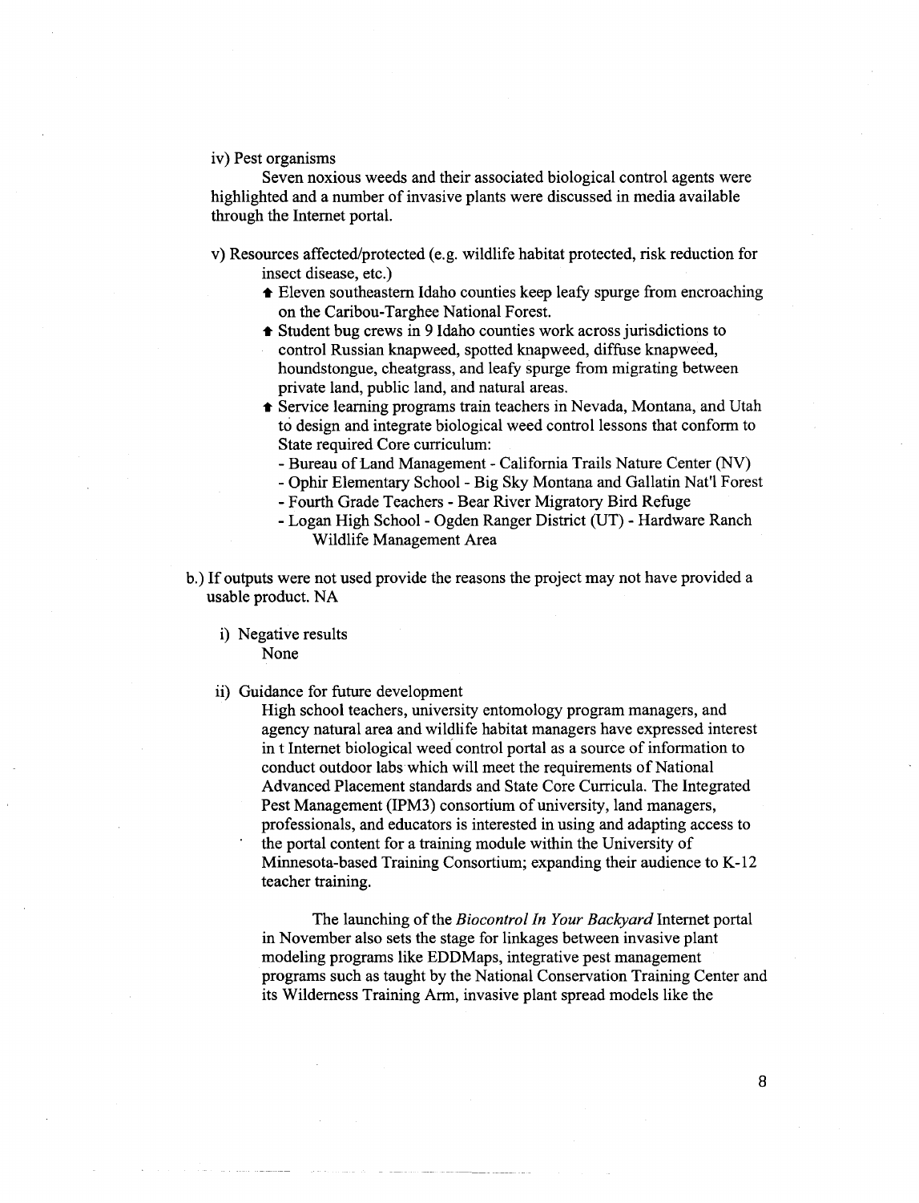iv) Pest organisms

Seven noxious weeds and their associated biological control agents were highlighted and a number of invasive plants were discussed in media available through the Internet portal.

v) Resources affected/protected (e.g. wildlife habitat protected, risk reduction for insect disease, etc.)

- Eleven southeastern Idaho counties keep leafy spurge from encroaching on the Caribou-Targhee National Forest.
- Student bug crews in 9 Idaho counties work across jurisdictions to control Russian knapweed, spotted knapweed, diffuse knapweed, houndstongue, cheatgrass, and leafy spurge from migrating between private land, public land, and natural areas.
- Service learning programs train teachers in Nevada, Montana, and Utah to design and integrate biological weed control lessons that conform to State required Core curriculum:
  - Bureau of Land Management - California Trails Nature Center (NV)
  - Ophir Elementary School - Big Sky Montana and Gallatin Nat'l Forest
  - Fourth Grade Teachers - Bear River Migratory Bird Refuge
  - Logan High School - Ogden Ranger District (UT) - Hardware Ranch Wildlife Management Area

b.) If outputs were not used provide the reasons the project may not have provided a usable product. NA

i) Negative results

None

ii) Guidance for future development

High school teachers, university entomology program managers, and agency natural area and wildlife habitat managers have expressed interest in t Internet biological weed control portal as a source of information to conduct outdoor labs which will meet the requirements of National Advanced Placement standards and State Core Curricula. The Integrated Pest Management (IPM3) consortium of university, land managers, professionals, and educators is interested in using and adapting access to the portal content for a training module within the University of Minnesota-based Training Consortium; expanding their audience to K-12 teacher training.

The launching of the *Biocontrol In Your Backyard* Internet portal in November also sets the stage for linkages between invasive plant modeling programs like EDDMaps, integrative pest management programs such as taught by the National Conservation Training Center and its Wilderness Training Arm, invasive plant spread models like the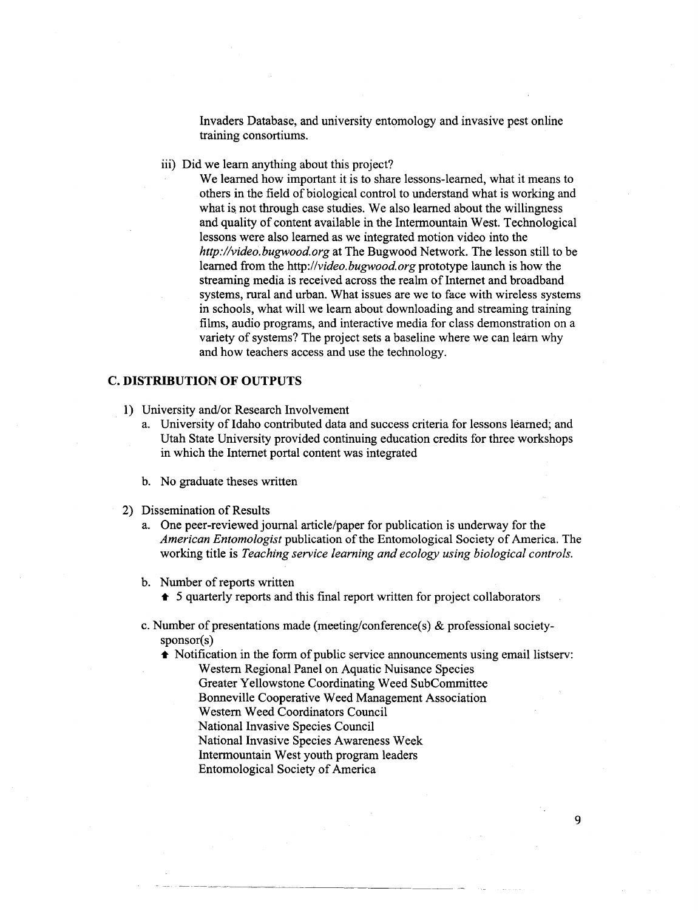Invaders Database, and university entomology and invasive pest online training consortiums.

iii) Did we learn anything about this project?

We learned how important it is to share lessons-learned, what it means to others in the field of biological control to understand what is working and what is not through case studies. We also learned about the willingness and quality of content available in the Intermountain West. Technological lessons were also learned as we integrated motion video into the *http://video.bugwood.org* at The Bugwood Network. The lesson still to be learned from the http://*video.bugwood.org* prototype launch is how the streaming media is received across the realm of Internet and broadband systems, rural and urban. What issues are we to face with wireless systems in schools, what will we learn about downloading and streaming training films, audio programs, and interactive media for class demonstration on a variety of systems? The project sets a baseline where we can learn why and how teachers access and use the technology.

## C. DISTRIBUTION OF OUTPUTS

1) University and/or Research Involvement
   a. University of Idaho contributed data and success criteria for lessons learned; and Utah State University provided continuing education credits for three workshops in which the Internet portal content was integrated

   b. No graduate theses written

2) Dissemination of Results
   a. One peer-reviewed journal article/paper for publication is underway for the *American Entomologist* publication of the Entomological Society of America. The working title is *Teaching service learning and ecology using biological controls.*

   b. Number of reports written
      - 5 quarterly reports and this final report written for project collaborators

   c. Number of presentations made (meeting/conference(s) & professional society-sponsor(s)
      - Notification in the form of public service announcements using email listserv:
        - Western Regional Panel on Aquatic Nuisance Species
        - Greater Yellowstone Coordinating Weed SubCommittee
        - Bonneville Cooperative Weed Management Association
        - Western Weed Coordinators Council
        - National Invasive Species Council
        - National Invasive Species Awareness Week
        - Intermountain West youth program leaders
        - Entomological Society of America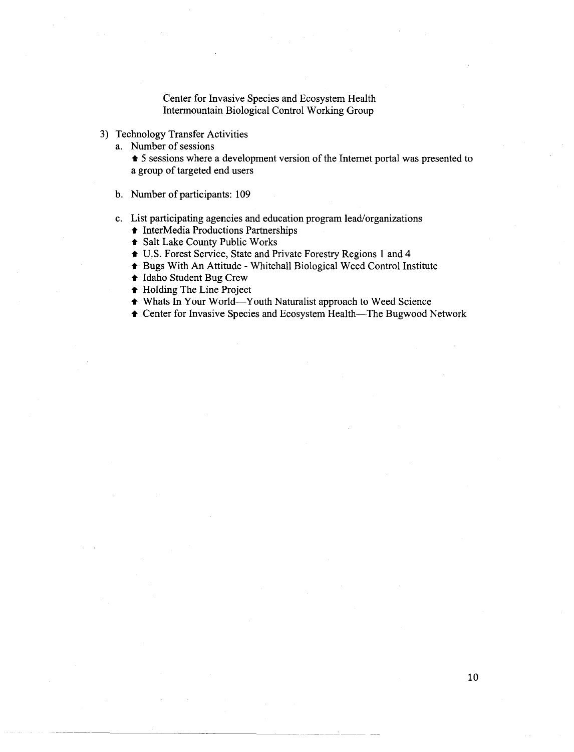Center for Invasive Species and Ecosystem Health
Intermountain Biological Control Working Group

3) Technology Transfer Activities
   a. Number of sessions
      - 5 sessions where a development version of the Internet portal was presented to a group of targeted end users

   b. Number of participants: 109

   c. List participating agencies and education program lead/organizations
      - InterMedia Productions Partnerships
      - Salt Lake County Public Works
      - U.S. Forest Service, State and Private Forestry Regions 1 and 4
      - Bugs With An Attitude - Whitehall Biological Weed Control Institute
      - Idaho Student Bug Crew
      - Holding The Line Project
      - Whats In Your World—Youth Naturalist approach to Weed Science
      - Center for Invasive Species and Ecosystem Health—The Bugwood Network